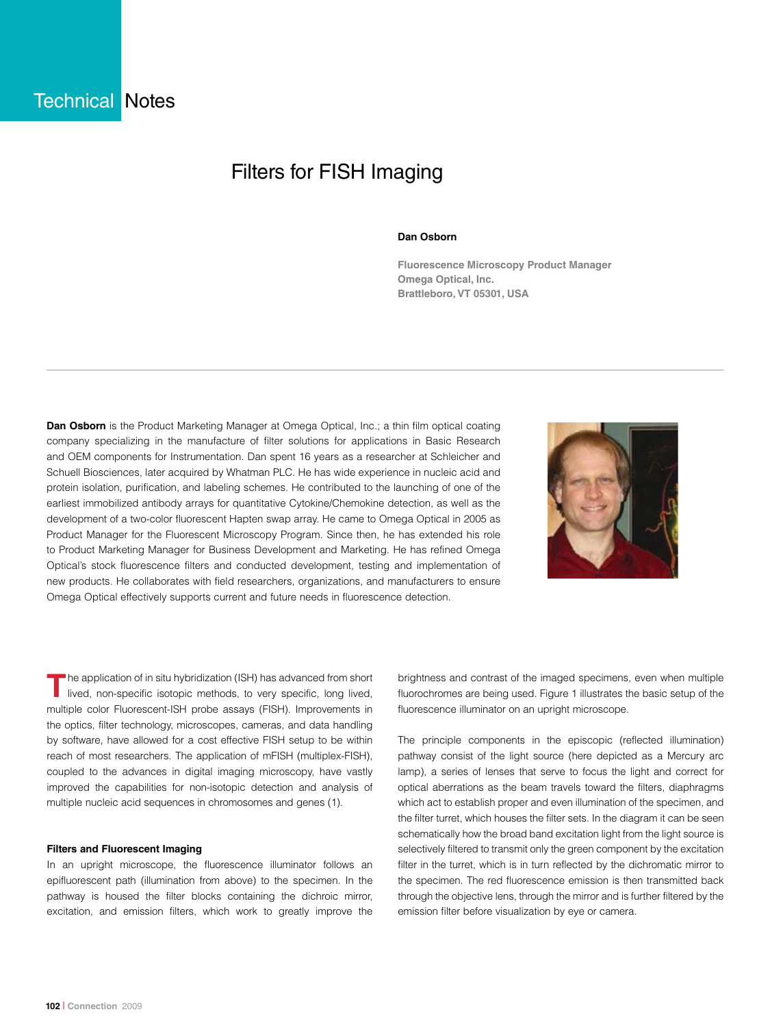Technical Notes

# Filters for FISH Imaging

**Dan Osborn**

**Fluorescence Microscopy Product Manager**
**Omega Optical, Inc.**
**Brattleboro, VT 05301, USA**

---

**Dan Osborn** is the Product Marketing Manager at Omega Optical, Inc.; a thin film optical coating company specializing in the manufacture of filter solutions for applications in Basic Research and OEM components for Instrumentation. Dan spent 16 years as a researcher at Schleicher and Schuell Biosciences, later acquired by Whatman PLC. He has wide experience in nucleic acid and protein isolation, purification, and labeling schemes. He contributed to the launching of one of the earliest immobilized antibody arrays for quantitative Cytokine/Chemokine detection, as well as the development of a two-color fluorescent Hapten swap array. He came to Omega Optical in 2005 as Product Manager for the Fluorescent Microscopy Program. Since then, he has extended his role to Product Marketing Manager for Business Development and Marketing. He has refined Omega Optical's stock fluorescence filters and conducted development, testing and implementation of new products. He collaborates with field researchers, organizations, and manufacturers to ensure Omega Optical effectively supports current and future needs in fluorescence detection.

The application of in situ hybridization (ISH) has advanced from short lived, non-specific isotopic methods, to very specific, long lived, multiple color Fluorescent-ISH probe assays (FISH). Improvements in the optics, filter technology, microscopes, cameras, and data handling by software, have allowed for a cost effective FISH setup to be within reach of most researchers. The application of mFISH (multiplex-FISH), coupled to the advances in digital imaging microscopy, have vastly improved the capabilities for non-isotopic detection and analysis of multiple nucleic acid sequences in chromosomes and genes (1).

### Filters and Fluorescent Imaging

In an upright microscope, the fluorescence illuminator follows an epifluorescent path (illumination from above) to the specimen. In the pathway is housed the filter blocks containing the dichroic mirror, excitation, and emission filters, which work to greatly improve the brightness and contrast of the imaged specimens, even when multiple fluorochromes are being used. Figure 1 illustrates the basic setup of the fluorescence illuminator on an upright microscope.

The principle components in the episcopic (reflected illumination) pathway consist of the light source (here depicted as a Mercury arc lamp), a series of lenses that serve to focus the light and correct for optical aberrations as the beam travels toward the filters, diaphragms which act to establish proper and even illumination of the specimen, and the filter turret, which houses the filter sets. In the diagram it can be seen schematically how the broad band excitation light from the light source is selectively filtered to transmit only the green component by the excitation filter in the turret, which is in turn reflected by the dichromatic mirror to the specimen. The red fluorescence emission is then transmitted back through the objective lens, through the mirror and is further filtered by the emission filter before visualization by eye or camera.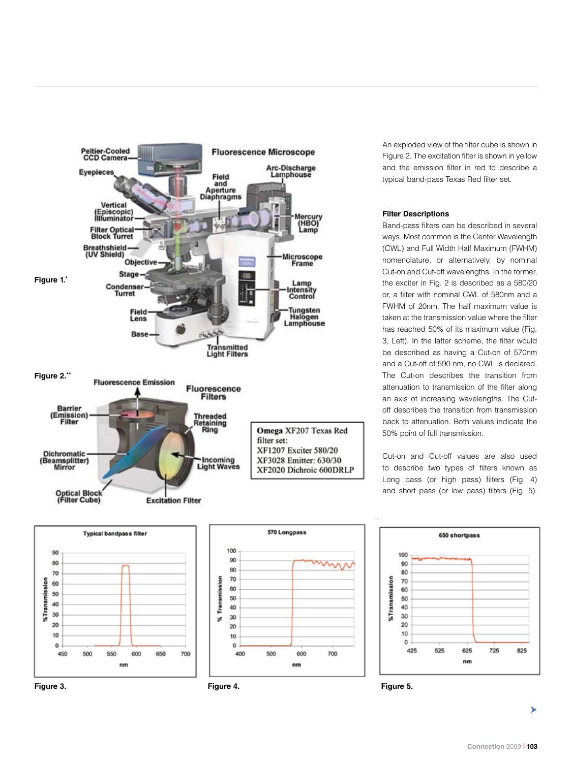Figure 1.*

Figure 2.**

| Omega XF207 Texas Red filter set: |
|---|
| XF1207 Exciter 580/20 |
| XF3028 Emitter: 630/30 |
| XF2020 Dichroic 600DRLP |

An exploded view of the filter cube is shown in Figure 2. The excitation filter is shown in yellow and the emission filter in red to describe a typical band-pass Texas Red filter set.

### Filter Descriptions

Band-pass filters can be described in several ways. Most common is the Center Wavelength (CWL) and Full Width Half Maximum (FWHM) nomenclature, or alternatively, by nominal Cut-on and Cut-off wavelengths. In the former, the exciter in Fig. 2 is described as a 580/20 or, a filter with nominal CWL of 580nm and a FWHM of 20nm. The half maximum value is taken at the transmission value where the filter has reached 50% of its maximum value (Fig. 3, Left). In the latter scheme, the filter would be described as having a Cut-on of 570nm and a Cut-off of 590 nm, no CWL is declared. The Cut-on describes the transition from attenuation to transmission of the filter along an axis of increasing wavelengths. The Cut-off describes the transition from transmission back to attenuation. Both values indicate the 50% point of full transmission.

Cut-on and Cut-off values are also used to describe two types of filters known as Long pass (or high pass) filters (Fig. 4) and short pass (or low pass) filters (Fig. 5).

Figure 3.

Figure 4.

Figure 5.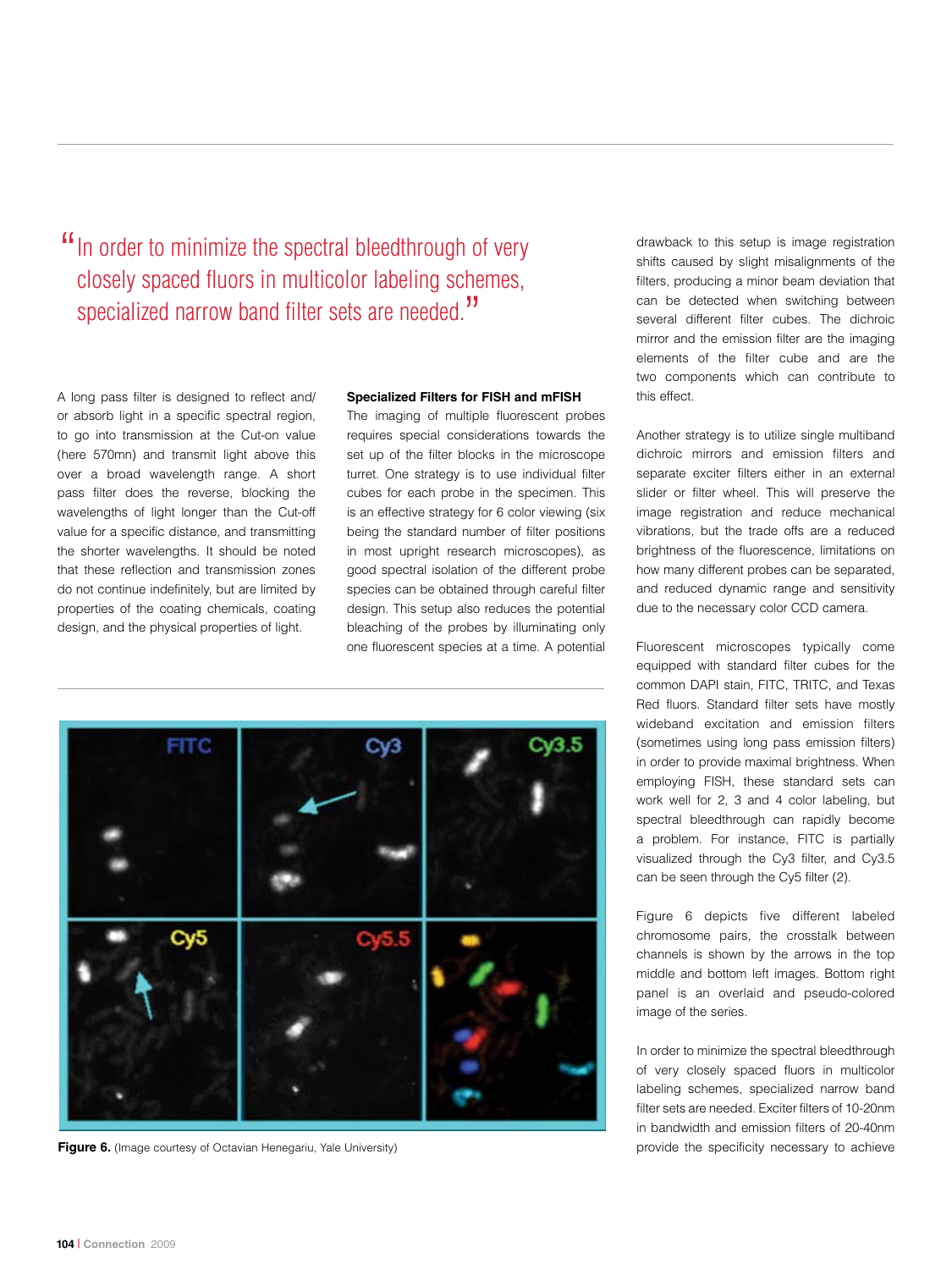> "In order to minimize the spectral bleedthrough of very closely spaced fluors in multicolor labeling schemes, specialized narrow band filter sets are needed."

A long pass filter is designed to reflect and/or absorb light in a specific spectral region, to go into transmission at the Cut-on value (here 570mn) and transmit light above this over a broad wavelength range. A short pass filter does the reverse, blocking the wavelengths of light longer than the Cut-off value for a specific distance, and transmitting the shorter wavelengths. It should be noted that these reflection and transmission zones do not continue indefinitely, but are limited by properties of the coating chemicals, coating design, and the physical properties of light.

**Specialized Filters for FISH and mFISH**

The imaging of multiple fluorescent probes requires special considerations towards the set up of the filter blocks in the microscope turret. One strategy is to use individual filter cubes for each probe in the specimen. This is an effective strategy for 6 color viewing (six being the standard number of filter positions in most upright research microscopes), as good spectral isolation of the different probe species can be obtained through careful filter design. This setup also reduces the potential bleaching of the probes by illuminating only one fluorescent species at a time. A potential drawback to this setup is image registration shifts caused by slight misalignments of the filters, producing a minor beam deviation that can be detected when switching between several different filter cubes. The dichroic mirror and the emission filter are the imaging elements of the filter cube and are the two components which can contribute to this effect.

**Figure 6.** (Image courtesy of Octavian Henegariu, Yale University)

Another strategy is to utilize single multiband dichroic mirrors and emission filters and separate exciter filters either in an external slider or filter wheel. This will preserve the image registration and reduce mechanical vibrations, but the trade offs are a reduced brightness of the fluorescence, limitations on how many different probes can be separated, and reduced dynamic range and sensitivity due to the necessary color CCD camera.

Fluorescent microscopes typically come equipped with standard filter cubes for the common DAPI stain, FITC, TRITC, and Texas Red fluors. Standard filter sets have mostly wideband excitation and emission filters (sometimes using long pass emission filters) in order to provide maximal brightness. When employing FISH, these standard sets can work well for 2, 3 and 4 color labeling, but spectral bleedthrough can rapidly become a problem. For instance, FITC is partially visualized through the Cy3 filter, and Cy3.5 can be seen through the Cy5 filter (2).

Figure 6 depicts five different labeled chromosome pairs, the crosstalk between channels is shown by the arrows in the top middle and bottom left images. Bottom right panel is an overlaid and pseudo-colored image of the series.

In order to minimize the spectral bleedthrough of very closely spaced fluors in multicolor labeling schemes, specialized narrow band filter sets are needed. Exciter filters of 10-20nm in bandwidth and emission filters of 20-40nm provide the specificity necessary to achieve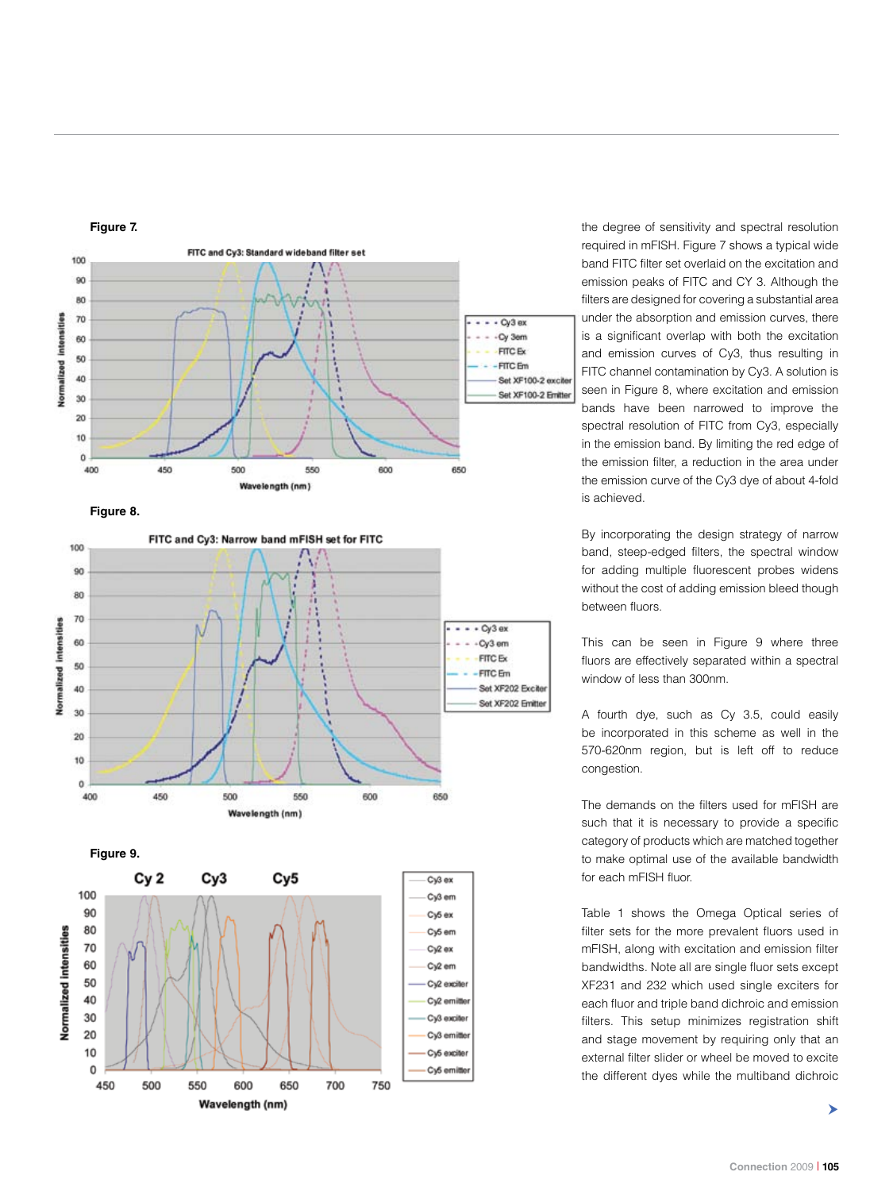**Figure 7.**

**Figure 8.**

**Figure 9.**

the degree of sensitivity and spectral resolution required in mFISH. Figure 7 shows a typical wide band FITC filter set overlaid on the excitation and emission peaks of FITC and CY 3. Although the filters are designed for covering a substantial area under the absorption and emission curves, there is a significant overlap with both the excitation and emission curves of Cy3, thus resulting in FITC channel contamination by Cy3. A solution is seen in Figure 8, where excitation and emission bands have been narrowed to improve the spectral resolution of FITC from Cy3, especially in the emission band. By limiting the red edge of the emission filter, a reduction in the area under the emission curve of the Cy3 dye of about 4-fold is achieved.

By incorporating the design strategy of narrow band, steep-edged filters, the spectral window for adding multiple fluorescent probes widens without the cost of adding emission bleed though between fluors.

This can be seen in Figure 9 where three fluors are effectively separated within a spectral window of less than 300nm.

A fourth dye, such as Cy 3.5, could easily be incorporated in this scheme as well in the 570-620nm region, but is left off to reduce congestion.

The demands on the filters used for mFISH are such that it is necessary to provide a specific category of products which are matched together to make optimal use of the available bandwidth for each mFISH fluor.

Table 1 shows the Omega Optical series of filter sets for the more prevalent fluors used in mFISH, along with excitation and emission filter bandwidths. Note all are single fluor sets except XF231 and 232 which used single exciters for each fluor and triple band dichroic and emission filters. This setup minimizes registration shift and stage movement by requiring only that an external filter slider or wheel be moved to excite the different dyes while the multiband dichroic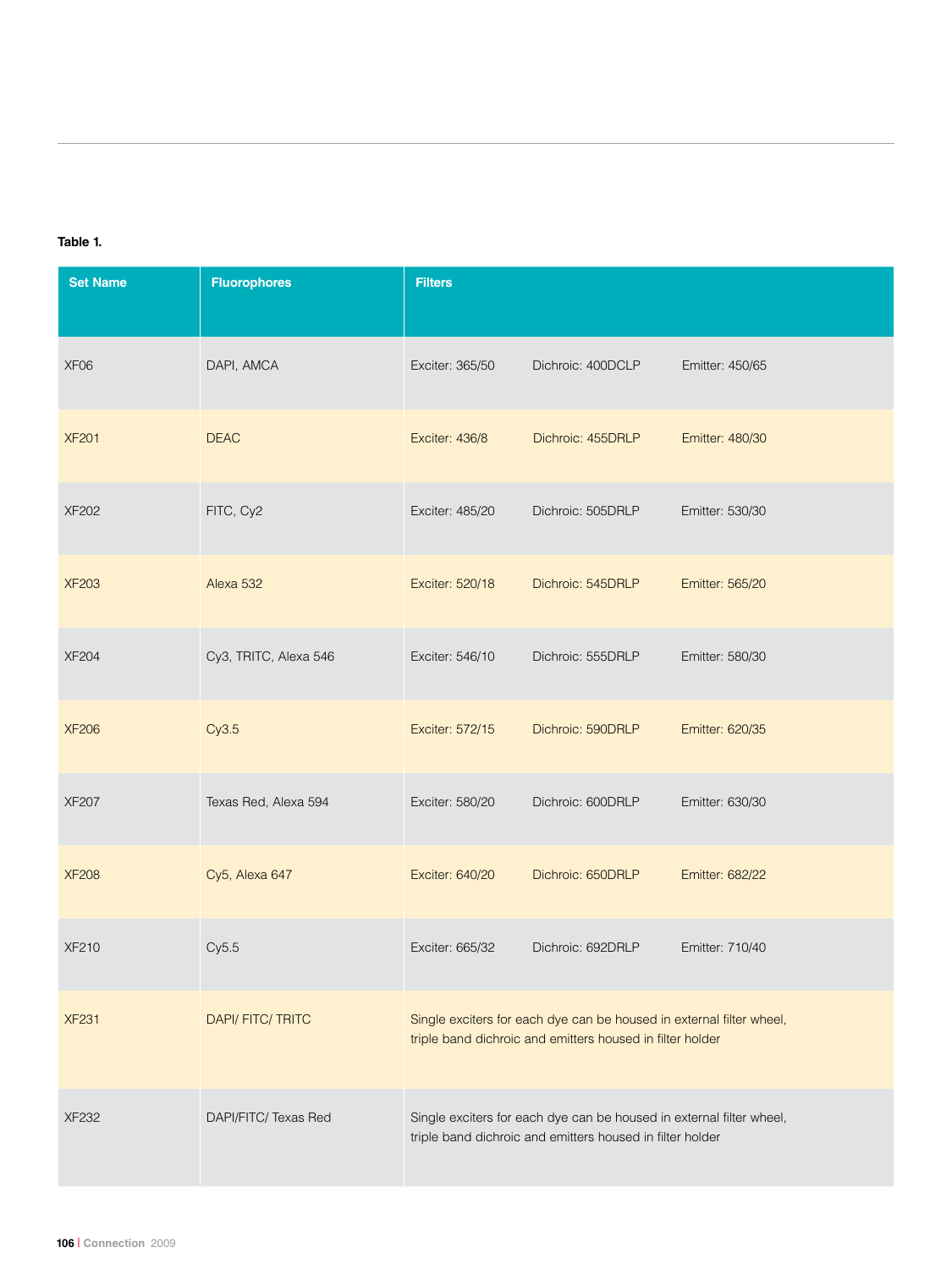**Table 1.**

| Set Name | Fluorophores | Filters | | |
|---|---|---|---|---|
| XF06 | DAPI, AMCA | Exciter: 365/50 | Dichroic: 400DCLP | Emitter: 450/65 |
| XF201 | DEAC | Exciter: 436/8 | Dichroic: 455DRLP | Emitter: 480/30 |
| XF202 | FITC, Cy2 | Exciter: 485/20 | Dichroic: 505DRLP | Emitter: 530/30 |
| XF203 | Alexa 532 | Exciter: 520/18 | Dichroic: 545DRLP | Emitter: 565/20 |
| XF204 | Cy3, TRITC, Alexa 546 | Exciter: 546/10 | Dichroic: 555DRLP | Emitter: 580/30 |
| XF206 | Cy3.5 | Exciter: 572/15 | Dichroic: 590DRLP | Emitter: 620/35 |
| XF207 | Texas Red, Alexa 594 | Exciter: 580/20 | Dichroic: 600DRLP | Emitter: 630/30 |
| XF208 | Cy5, Alexa 647 | Exciter: 640/20 | Dichroic: 650DRLP | Emitter: 682/22 |
| XF210 | Cy5.5 | Exciter: 665/32 | Dichroic: 692DRLP | Emitter: 710/40 |
| XF231 | DAPI/ FITC/ TRITC | Single exciters for each dye can be housed in external filter wheel, triple band dichroic and emitters housed in filter holder | | |
| XF232 | DAPI/FITC/ Texas Red | Single exciters for each dye can be housed in external filter wheel, triple band dichroic and emitters housed in filter holder | | |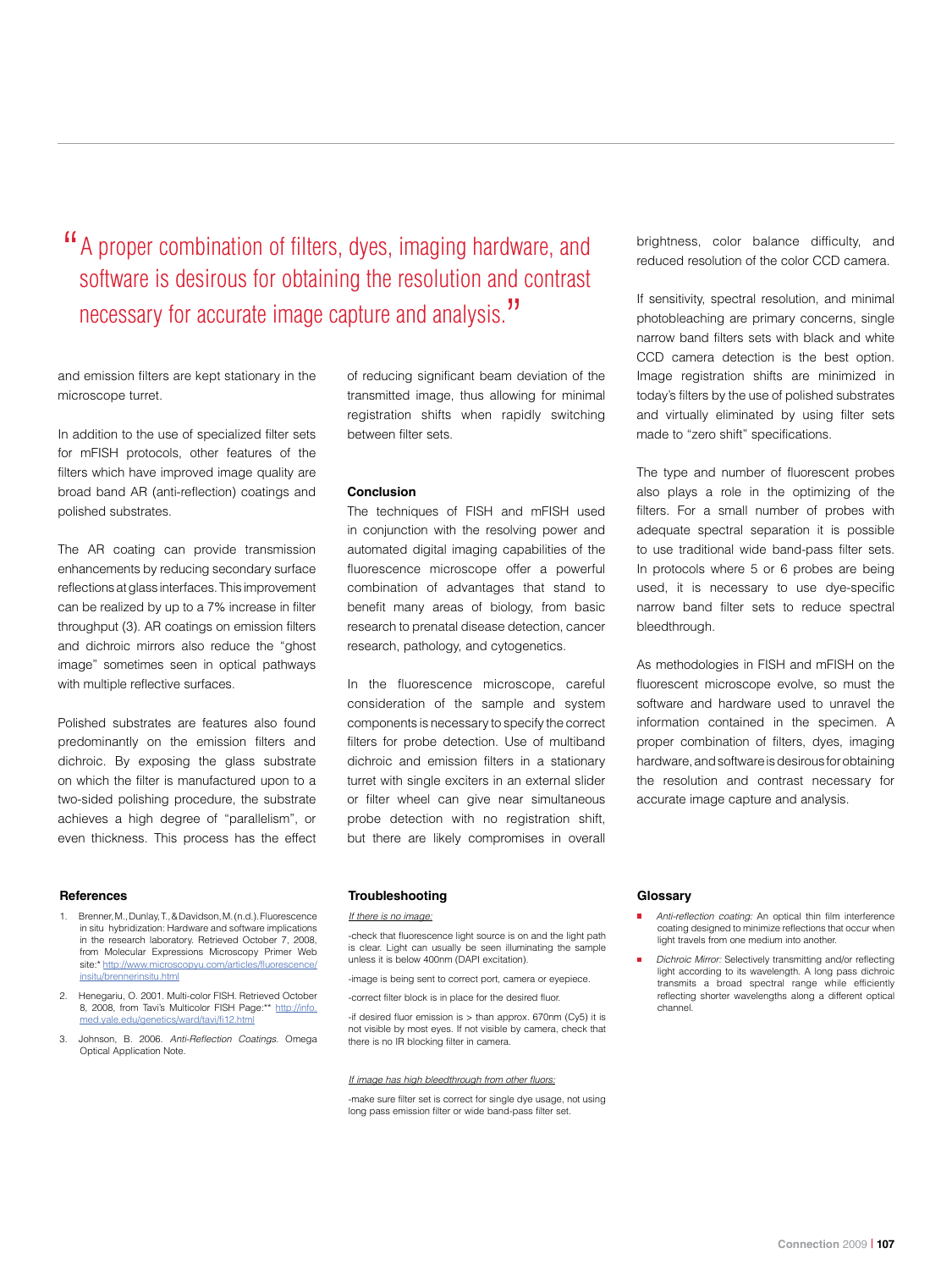> "A proper combination of filters, dyes, imaging hardware, and software is desirous for obtaining the resolution and contrast necessary for accurate image capture and analysis."

and emission filters are kept stationary in the microscope turret.

In addition to the use of specialized filter sets for mFISH protocols, other features of the filters which have improved image quality are broad band AR (anti-reflection) coatings and polished substrates.

The AR coating can provide transmission enhancements by reducing secondary surface reflections at glass interfaces. This improvement can be realized by up to a 7% increase in filter throughput (3). AR coatings on emission filters and dichroic mirrors also reduce the "ghost image" sometimes seen in optical pathways with multiple reflective surfaces.

Polished substrates are features also found predominantly on the emission filters and dichroic. By exposing the glass substrate on which the filter is manufactured upon to a two-sided polishing procedure, the substrate achieves a high degree of "parallelism", or even thickness. This process has the effect of reducing significant beam deviation of the transmitted image, thus allowing for minimal registration shifts when rapidly switching between filter sets.

### Conclusion

The techniques of FISH and mFISH used in conjunction with the resolving power and automated digital imaging capabilities of the fluorescence microscope offer a powerful combination of advantages that stand to benefit many areas of biology, from basic research to prenatal disease detection, cancer research, pathology, and cytogenetics.

In the fluorescence microscope, careful consideration of the sample and system components is necessary to specify the correct filters for probe detection. Use of multiband dichroic and emission filters in a stationary turret with single exciters in an external slider or filter wheel can give near simultaneous probe detection with no registration shift, but there are likely compromises in overall brightness, color balance difficulty, and reduced resolution of the color CCD camera.

If sensitivity, spectral resolution, and minimal photobleaching are primary concerns, single narrow band filters sets with black and white CCD camera detection is the best option. Image registration shifts are minimized in today's filters by the use of polished substrates and virtually eliminated by using filter sets made to "zero shift" specifications.

The type and number of fluorescent probes also plays a role in the optimizing of the filters. For a small number of probes with adequate spectral separation it is possible to use traditional wide band-pass filter sets. In protocols where 5 or 6 probes are being used, it is necessary to use dye-specific narrow band filter sets to reduce spectral bleedthrough.

As methodologies in FISH and mFISH on the fluorescent microscope evolve, so must the software and hardware used to unravel the information contained in the specimen. A proper combination of filters, dyes, imaging hardware, and software is desirous for obtaining the resolution and contrast necessary for accurate image capture and analysis.

### References

1. Brenner, M., Dunlay, T., & Davidson, M. (n.d.). Fluorescence in situ hybridization: Hardware and software implications in the research laboratory. Retrieved October 7, 2008, from Molecular Expressions Microscopy Primer Web site:* http://www.microscopyu.com/articles/fluorescence/insitu/brennerinsitu.html
2. Henegariu, O. 2001. Multi-color FISH. Retrieved October 8, 2008, from Tavi's Multicolor FISH Page:** http://info.med.yale.edu/genetics/ward/tavi/fi12.html
3. Johnson, B. 2006. *Anti-Reflection Coatings.* Omega Optical Application Note.

### Troubleshooting

*If there is no image:*

-check that fluorescence light source is on and the light path is clear. Light can usually be seen illuminating the sample unless it is below 400nm (DAPI excitation).

-image is being sent to correct port, camera or eyepiece.

-correct filter block is in place for the desired fluor.

-if desired fluor emission is > than approx. 670nm (Cy5) it is not visible by most eyes. If not visible by camera, check that there is no IR blocking filter in camera.

*If image has high bleedthrough from other fluors:*

-make sure filter set is correct for single dye usage, not using long pass emission filter or wide band-pass filter set.

### Glossary

- *Anti-reflection coating:* An optical thin film interference coating designed to minimize reflections that occur when light travels from one medium into another.
- *Dichroic Mirror:* Selectively transmitting and/or reflecting light according to its wavelength. A long pass dichroic transmits a broad spectral range while efficiently reflecting shorter wavelengths along a different optical channel.